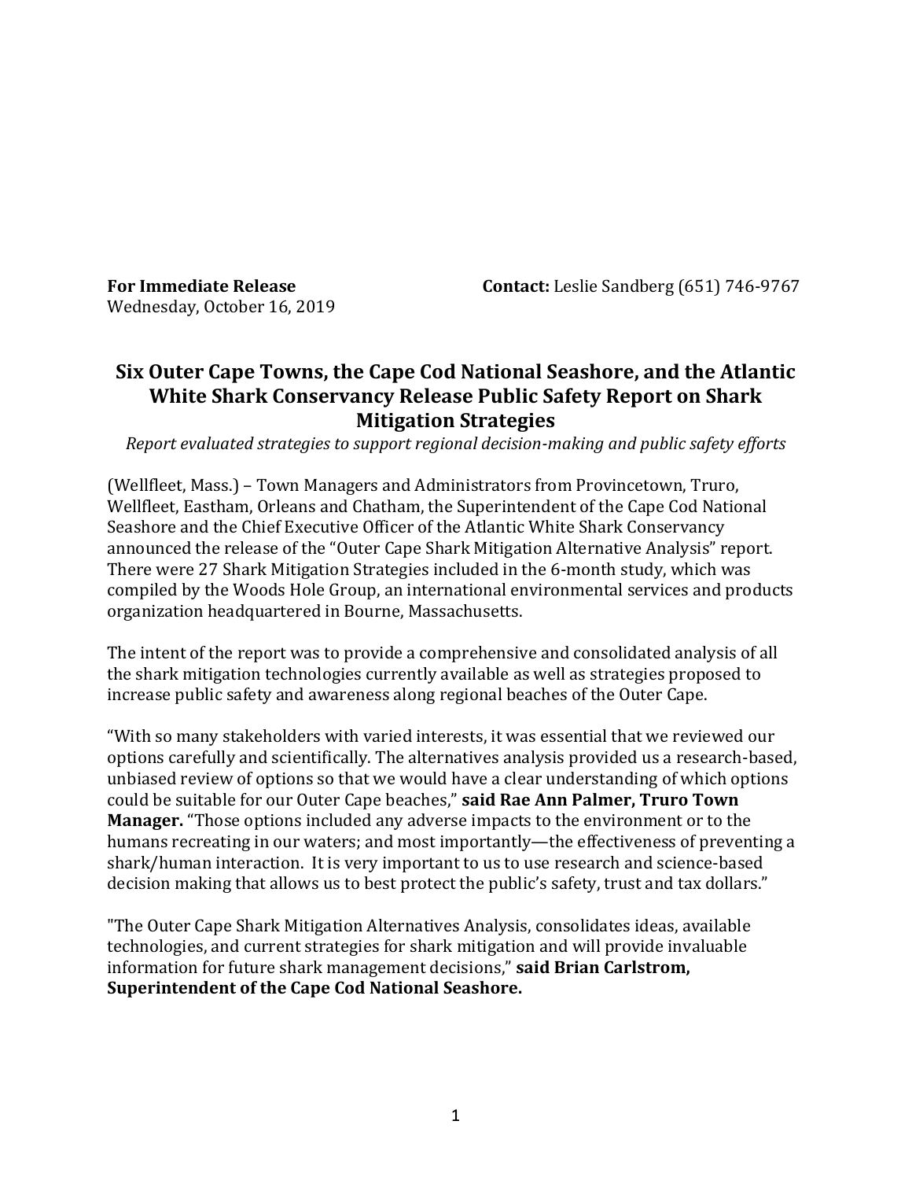**For Immediate Release**
Wednesday, October 16, 2019

**Contact:** Leslie Sandberg (651) 746-9767

# Six Outer Cape Towns, the Cape Cod National Seashore, and the Atlantic White Shark Conservancy Release Public Safety Report on Shark Mitigation Strategies

*Report evaluated strategies to support regional decision-making and public safety efforts*

(Wellfleet, Mass.) – Town Managers and Administrators from Provincetown, Truro, Wellfleet, Eastham, Orleans and Chatham, the Superintendent of the Cape Cod National Seashore and the Chief Executive Officer of the Atlantic White Shark Conservancy announced the release of the "Outer Cape Shark Mitigation Alternative Analysis" report. There were 27 Shark Mitigation Strategies included in the 6-month study, which was compiled by the Woods Hole Group, an international environmental services and products organization headquartered in Bourne, Massachusetts.

The intent of the report was to provide a comprehensive and consolidated analysis of all the shark mitigation technologies currently available as well as strategies proposed to increase public safety and awareness along regional beaches of the Outer Cape.

"With so many stakeholders with varied interests, it was essential that we reviewed our options carefully and scientifically. The alternatives analysis provided us a research-based, unbiased review of options so that we would have a clear understanding of which options could be suitable for our Outer Cape beaches," **said Rae Ann Palmer, Truro Town Manager.** "Those options included any adverse impacts to the environment or to the humans recreating in our waters; and most importantly—the effectiveness of preventing a shark/human interaction. It is very important to us to use research and science-based decision making that allows us to best protect the public's safety, trust and tax dollars."

"The Outer Cape Shark Mitigation Alternatives Analysis, consolidates ideas, available technologies, and current strategies for shark mitigation and will provide invaluable information for future shark management decisions," **said Brian Carlstrom, Superintendent of the Cape Cod National Seashore.**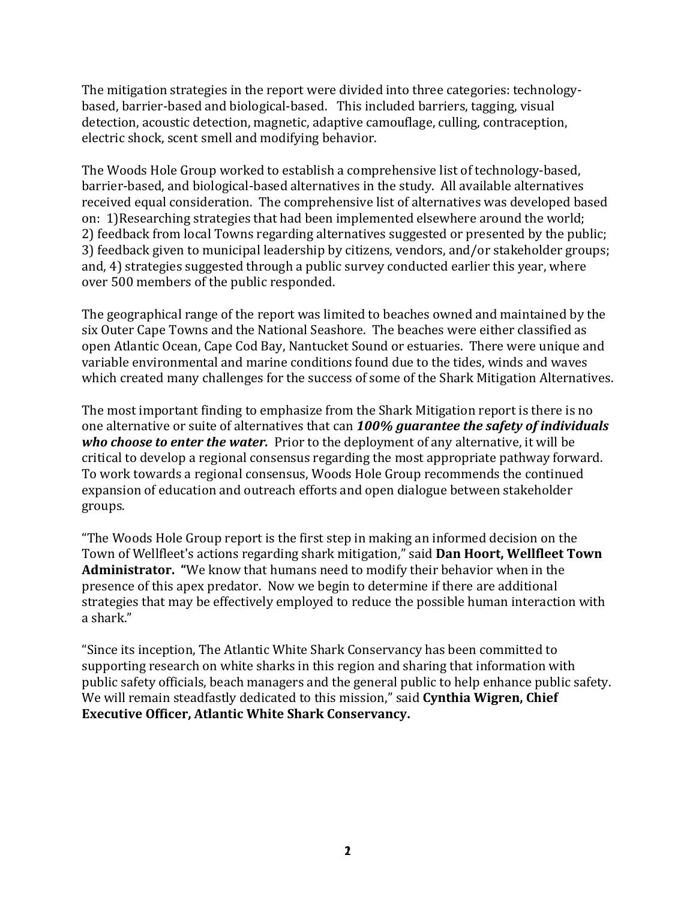The mitigation strategies in the report were divided into three categories: technology-based, barrier-based and biological-based. This included barriers, tagging, visual detection, acoustic detection, magnetic, adaptive camouflage, culling, contraception, electric shock, scent smell and modifying behavior.

The Woods Hole Group worked to establish a comprehensive list of technology-based, barrier-based, and biological-based alternatives in the study. All available alternatives received equal consideration. The comprehensive list of alternatives was developed based on: 1)Researching strategies that had been implemented elsewhere around the world; 2) feedback from local Towns regarding alternatives suggested or presented by the public; 3) feedback given to municipal leadership by citizens, vendors, and/or stakeholder groups; and, 4) strategies suggested through a public survey conducted earlier this year, where over 500 members of the public responded.

The geographical range of the report was limited to beaches owned and maintained by the six Outer Cape Towns and the National Seashore. The beaches were either classified as open Atlantic Ocean, Cape Cod Bay, Nantucket Sound or estuaries. There were unique and variable environmental and marine conditions found due to the tides, winds and waves which created many challenges for the success of some of the Shark Mitigation Alternatives.

The most important finding to emphasize from the Shark Mitigation report is there is no one alternative or suite of alternatives that can ***100% guarantee the safety of individuals who choose to enter the water.*** Prior to the deployment of any alternative, it will be critical to develop a regional consensus regarding the most appropriate pathway forward. To work towards a regional consensus, Woods Hole Group recommends the continued expansion of education and outreach efforts and open dialogue between stakeholder groups.

"The Woods Hole Group report is the first step in making an informed decision on the Town of Wellfleet's actions regarding shark mitigation," said **Dan Hoort, Wellfleet Town Administrator. "**We know that humans need to modify their behavior when in the presence of this apex predator. Now we begin to determine if there are additional strategies that may be effectively employed to reduce the possible human interaction with a shark."

"Since its inception, The Atlantic White Shark Conservancy has been committed to supporting research on white sharks in this region and sharing that information with public safety officials, beach managers and the general public to help enhance public safety. We will remain steadfastly dedicated to this mission," said **Cynthia Wigren, Chief Executive Officer, Atlantic White Shark Conservancy.**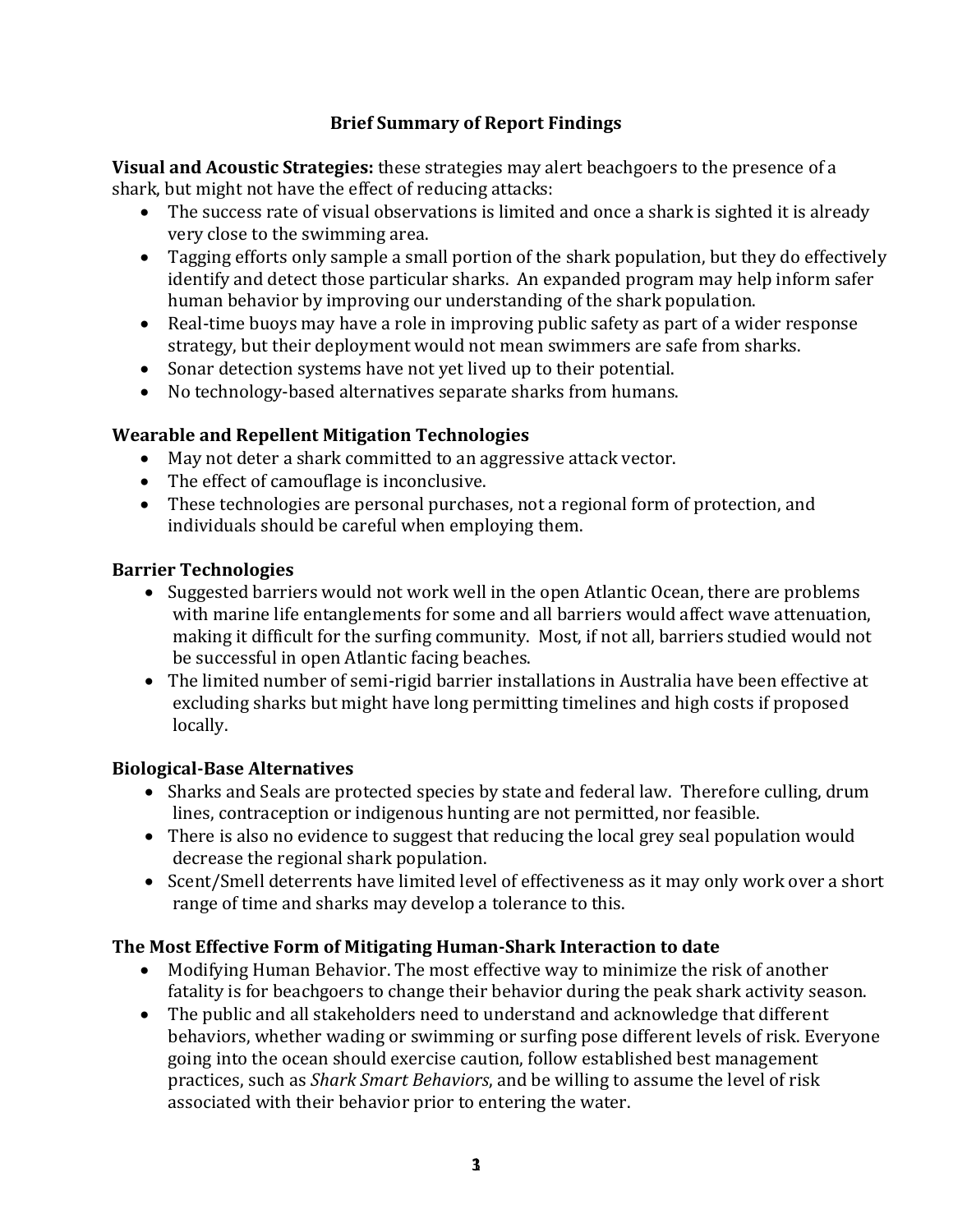## Brief Summary of Report Findings

**Visual and Acoustic Strategies:** these strategies may alert beachgoers to the presence of a shark, but might not have the effect of reducing attacks:

- The success rate of visual observations is limited and once a shark is sighted it is already very close to the swimming area.
- Tagging efforts only sample a small portion of the shark population, but they do effectively identify and detect those particular sharks. An expanded program may help inform safer human behavior by improving our understanding of the shark population.
- Real-time buoys may have a role in improving public safety as part of a wider response strategy, but their deployment would not mean swimmers are safe from sharks.
- Sonar detection systems have not yet lived up to their potential.
- No technology-based alternatives separate sharks from humans.

### Wearable and Repellent Mitigation Technologies

- May not deter a shark committed to an aggressive attack vector.
- The effect of camouflage is inconclusive.
- These technologies are personal purchases, not a regional form of protection, and individuals should be careful when employing them.

### Barrier Technologies

- Suggested barriers would not work well in the open Atlantic Ocean, there are problems with marine life entanglements for some and all barriers would affect wave attenuation, making it difficult for the surfing community. Most, if not all, barriers studied would not be successful in open Atlantic facing beaches.
- The limited number of semi-rigid barrier installations in Australia have been effective at excluding sharks but might have long permitting timelines and high costs if proposed locally.

### Biological-Base Alternatives

- Sharks and Seals are protected species by state and federal law. Therefore culling, drum lines, contraception or indigenous hunting are not permitted, nor feasible.
- There is also no evidence to suggest that reducing the local grey seal population would decrease the regional shark population.
- Scent/Smell deterrents have limited level of effectiveness as it may only work over a short range of time and sharks may develop a tolerance to this.

### The Most Effective Form of Mitigating Human-Shark Interaction to date

- Modifying Human Behavior. The most effective way to minimize the risk of another fatality is for beachgoers to change their behavior during the peak shark activity season.
- The public and all stakeholders need to understand and acknowledge that different behaviors, whether wading or swimming or surfing pose different levels of risk. Everyone going into the ocean should exercise caution, follow established best management practices, such as *Shark Smart Behaviors*, and be willing to assume the level of risk associated with their behavior prior to entering the water.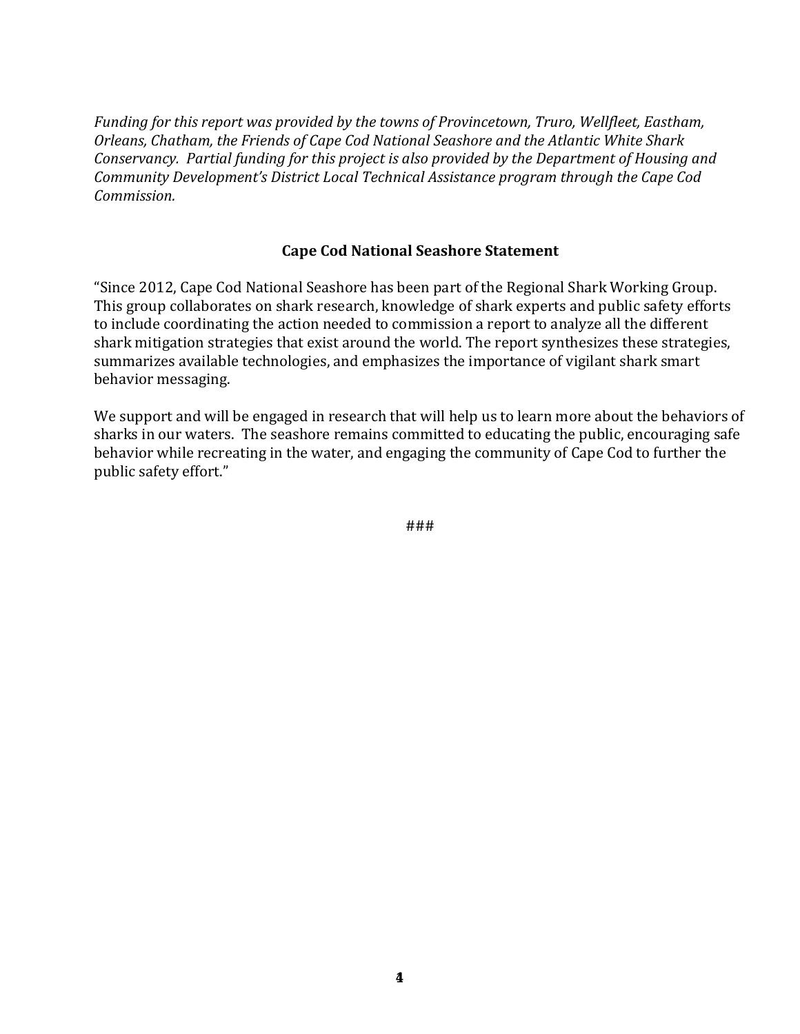*Funding for this report was provided by the towns of Provincetown, Truro, Wellfleet, Eastham, Orleans, Chatham, the Friends of Cape Cod National Seashore and the Atlantic White Shark Conservancy. Partial funding for this project is also provided by the Department of Housing and Community Development's District Local Technical Assistance program through the Cape Cod Commission.*

## Cape Cod National Seashore Statement

"Since 2012, Cape Cod National Seashore has been part of the Regional Shark Working Group. This group collaborates on shark research, knowledge of shark experts and public safety efforts to include coordinating the action needed to commission a report to analyze all the different shark mitigation strategies that exist around the world. The report synthesizes these strategies, summarizes available technologies, and emphasizes the importance of vigilant shark smart behavior messaging.

We support and will be engaged in research that will help us to learn more about the behaviors of sharks in our waters. The seashore remains committed to educating the public, encouraging safe behavior while recreating in the water, and engaging the community of Cape Cod to further the public safety effort."

###